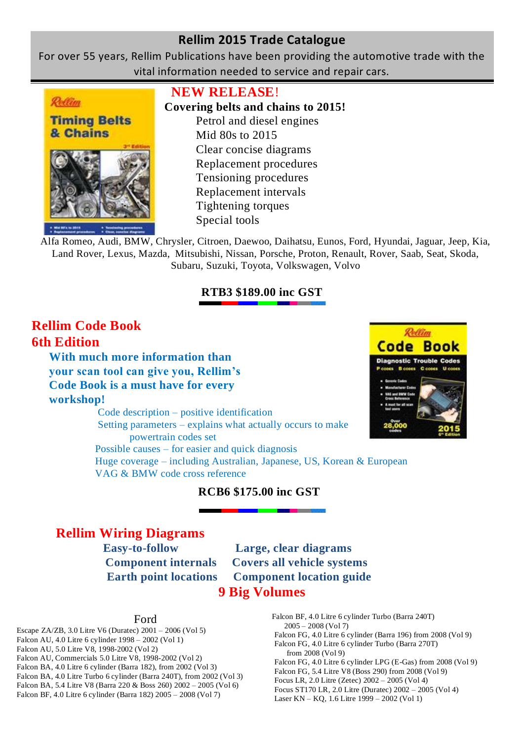# Rellim 2015 Trade Catalogue

For over 55 years, Rellim Publications have been providing the automotive trade with the vital information needed to service and repair cars.

## NEW RELEASE!

**Covering belts and chains to 2015!**

- Petrol and diesel engines
- Mid 80s to 2015
- Clear concise diagrams
- Replacement procedures
- Tensioning procedures
- Replacement intervals
- Tightening torques
- Special tools

Alfa Romeo, Audi, BMW, Chrysler, Citroen, Daewoo, Daihatsu, Eunos, Ford, Hyundai, Jaguar, Jeep, Kia, Land Rover, Lexus, Mazda, Mitsubishi, Nissan, Porsche, Proton, Renault, Rover, Saab, Seat, Skoda, Subaru, Suzuki, Toyota, Volkswagen, Volvo

**RTB3 $189.00 inc GST**

## Rellim Code Book 6th Edition

**With much more information than your scan tool can give you, Rellim's Code Book is a must have for every workshop!**

- Code description – positive identification
- Setting parameters – explains what actually occurs to make powertrain codes set
- Possible causes – for easier and quick diagnosis
- Huge coverage – including Australian, Japanese, US, Korean & European
- VAG & BMW code cross reference

**RCB6 $175.00 inc GST**

## Rellim Wiring Diagrams

- **Easy-to-follow**
- **Component internals**
- **Earth point locations**
- **Large, clear diagrams**
- **Covers all vehicle systems**
- **Component location guide**

**9 Big Volumes**

### Ford

Escape ZA/ZB, 3.0 Litre V6 (Duratec) 2001 – 2006 (Vol 5)
Falcon AU, 4.0 Litre 6 cylinder 1998 – 2002 (Vol 1)
Falcon AU, 5.0 Litre V8, 1998-2002 (Vol 2)
Falcon AU, Commercials 5.0 Litre V8, 1998-2002 (Vol 2)
Falcon BA, 4.0 Litre 6 cylinder (Barra 182), from 2002 (Vol 3)
Falcon BA, 4.0 Litre Turbo 6 cylinder (Barra 240T), from 2002 (Vol 3)
Falcon BA, 5.4 Litre V8 (Barra 220 & Boss 260) 2002 – 2005 (Vol 6)
Falcon BF, 4.0 Litre 6 cylinder (Barra 182) 2005 – 2008 (Vol 7)
Falcon BF, 4.0 Litre 6 cylinder Turbo (Barra 240T) 2005 – 2008 (Vol 7)
Falcon FG, 4.0 Litre 6 cylinder (Barra 196) from 2008 (Vol 9)
Falcon FG, 4.0 Litre 6 cylinder Turbo (Barra 270T) from 2008 (Vol 9)
Falcon FG, 4.0 Litre 6 cylinder LPG (E-Gas) from 2008 (Vol 9)
Falcon FG, 5.4 Litre V8 (Boss 290) from 2008 (Vol 9)
Focus LR, 2.0 Litre (Zetec) 2002 – 2005 (Vol 4)
Focus ST170 LR, 2.0 Litre (Duratec) 2002 – 2005 (Vol 4)
Laser KN – KQ, 1.6 Litre 1999 – 2002 (Vol 1)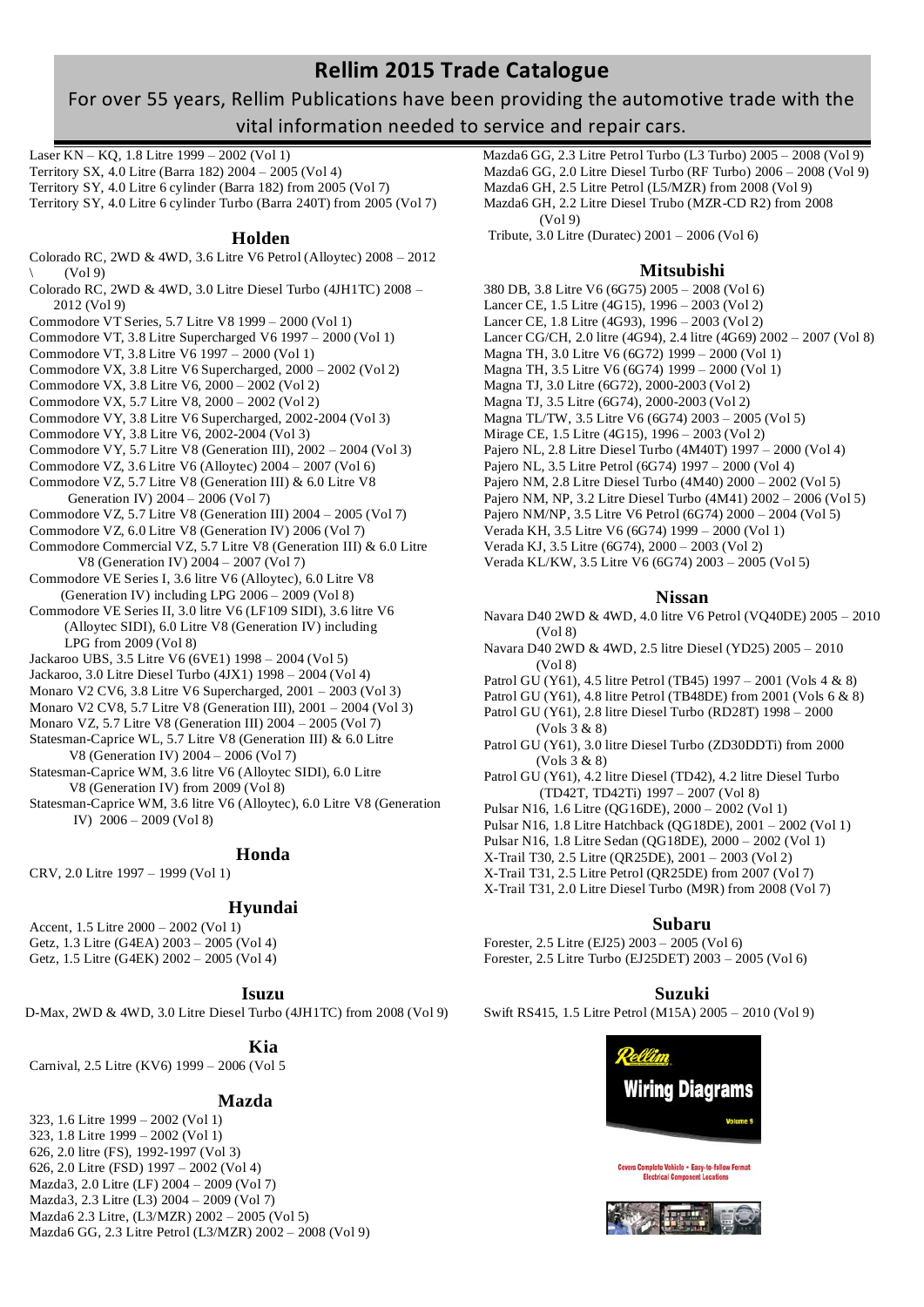# Rellim 2015 Trade Catalogue

For over 55 years, Rellim Publications have been providing the automotive trade with the vital information needed to service and repair cars.

Laser KN – KQ, 1.8 Litre 1999 – 2002 (Vol 1)
Territory SX, 4.0 Litre (Barra 182) 2004 – 2005 (Vol 4)
Territory SY, 4.0 Litre 6 cylinder (Barra 182) from 2005 (Vol 7)
Territory SY, 4.0 Litre 6 cylinder Turbo (Barra 240T) from 2005 (Vol 7)

## Holden

Colorado RC, 2WD & 4WD, 3.6 Litre V6 Petrol (Alloytec) 2008 – 2012 \ (Vol 9)
Colorado RC, 2WD & 4WD, 3.0 Litre Diesel Turbo (4JH1TC) 2008 – 2012 (Vol 9)
Commodore VT Series, 5.7 Litre V8 1999 – 2000 (Vol 1)
Commodore VT, 3.8 Litre Supercharged V6 1997 – 2000 (Vol 1)
Commodore VT, 3.8 Litre V6 1997 – 2000 (Vol 1)
Commodore VX, 3.8 Litre V6 Supercharged, 2000 – 2002 (Vol 2)
Commodore VX, 3.8 Litre V6, 2000 – 2002 (Vol 2)
Commodore VX, 5.7 Litre V8, 2000 – 2002 (Vol 2)
Commodore VY, 3.8 Litre V6 Supercharged, 2002-2004 (Vol 3)
Commodore VY, 3.8 Litre V6, 2002-2004 (Vol 3)
Commodore VY, 5.7 Litre V8 (Generation III), 2002 – 2004 (Vol 3)
Commodore VZ, 3.6 Litre V6 (Alloytec) 2004 – 2007 (Vol 6)
Commodore VZ, 5.7 Litre V8 (Generation III) & 6.0 Litre V8 Generation IV) 2004 – 2006 (Vol 7)
Commodore VZ, 5.7 Litre V8 (Generation III) 2004 – 2005 (Vol 7)
Commodore VZ, 6.0 Litre V8 (Generation IV) 2006 (Vol 7)
Commodore Commercial VZ, 5.7 Litre V8 (Generation III) & 6.0 Litre V8 (Generation IV) 2004 – 2007 (Vol 7)
Commodore VE Series I, 3.6 litre V6 (Alloytec), 6.0 Litre V8 (Generation IV) including LPG 2006 – 2009 (Vol 8)
Commodore VE Series II, 3.0 litre V6 (LF109 SIDI), 3.6 litre V6 (Alloytec SIDI), 6.0 Litre V8 (Generation IV) including LPG from 2009 (Vol 8)
Jackaroo UBS, 3.5 Litre V6 (6VE1) 1998 – 2004 (Vol 5)
Jackaroo, 3.0 Litre Diesel Turbo (4JX1) 1998 – 2004 (Vol 4)
Monaro V2 CV6, 3.8 Litre V6 Supercharged, 2001 – 2003 (Vol 3)
Monaro V2 CV8, 5.7 Litre V8 (Generation III), 2001 – 2004 (Vol 3)
Monaro VZ, 5.7 Litre V8 (Generation III) 2004 – 2005 (Vol 7)
Statesman-Caprice WL, 5.7 Litre V8 (Generation III) & 6.0 Litre V8 (Generation IV) 2004 – 2006 (Vol 7)
Statesman-Caprice WM, 3.6 litre V6 (Alloytec SIDI), 6.0 Litre V8 (Generation IV) from 2009 (Vol 8)
Statesman-Caprice WM, 3.6 litre V6 (Alloytec), 6.0 Litre V8 (Generation IV) 2006 – 2009 (Vol 8)

## Honda

CRV, 2.0 Litre 1997 – 1999 (Vol 1)

## Hyundai

Accent, 1.5 Litre 2000 – 2002 (Vol 1)
Getz, 1.3 Litre (G4EA) 2003 – 2005 (Vol 4)
Getz, 1.5 Litre (G4EK) 2002 – 2005 (Vol 4)

## Isuzu

D-Max, 2WD & 4WD, 3.0 Litre Diesel Turbo (4JH1TC) from 2008 (Vol 9)

## Kia

Carnival, 2.5 Litre (KV6) 1999 – 2006 (Vol 5

## Mazda

323, 1.6 Litre 1999 – 2002 (Vol 1)
323, 1.8 Litre 1999 – 2002 (Vol 1)
626, 2.0 litre (FS), 1992-1997 (Vol 3)
626, 2.0 Litre (FSD) 1997 – 2002 (Vol 4)
Mazda3, 2.0 Litre (LF) 2004 – 2009 (Vol 7)
Mazda3, 2.3 Litre (L3) 2004 – 2009 (Vol 7)
Mazda6 2.3 Litre, (L3/MZR) 2002 – 2005 (Vol 5)
Mazda6 GG, 2.3 Litre Petrol (L3/MZR) 2002 – 2008 (Vol 9)
Mazda6 GG, 2.3 Litre Petrol Turbo (L3 Turbo) 2005 – 2008 (Vol 9)
Mazda6 GG, 2.0 Litre Diesel Turbo (RF Turbo) 2006 – 2008 (Vol 9)
Mazda6 GH, 2.5 Litre Petrol (L5/MZR) from 2008 (Vol 9)
Mazda6 GH, 2.2 Litre Diesel Trubo (MZR-CD R2) from 2008 (Vol 9)
Tribute, 3.0 Litre (Duratec) 2001 – 2006 (Vol 6)

## Mitsubishi

380 DB, 3.8 Litre V6 (6G75) 2005 – 2008 (Vol 6)
Lancer CE, 1.5 Litre (4G15), 1996 – 2003 (Vol 2)
Lancer CE, 1.8 Litre (4G93), 1996 – 2003 (Vol 2)
Lancer CG/CH, 2.0 litre (4G94), 2.4 litre (4G69) 2002 – 2007 (Vol 8)
Magna TH, 3.0 Litre V6 (6G72) 1999 – 2000 (Vol 1)
Magna TH, 3.5 Litre V6 (6G74) 1999 – 2000 (Vol 1)
Magna TJ, 3.0 Litre (6G72), 2000-2003 (Vol 2)
Magna TJ, 3.5 Litre (6G74), 2000-2003 (Vol 2)
Magna TL/TW, 3.5 Litre V6 (6G74) 2003 – 2005 (Vol 5)
Mirage CE, 1.5 Litre (4G15), 1996 – 2003 (Vol 2)
Pajero NL, 2.8 Litre Diesel Turbo (4M40T) 1997 – 2000 (Vol 4)
Pajero NL, 3.5 Litre Petrol (6G74) 1997 – 2000 (Vol 4)
Pajero NM, 2.8 Litre Diesel Turbo (4M40) 2000 – 2002 (Vol 5)
Pajero NM, NP, 3.2 Litre Diesel Turbo (4M41) 2002 – 2006 (Vol 5)
Pajero NM/NP, 3.5 Litre V6 Petrol (6G74) 2000 – 2004 (Vol 5)
Verada KH, 3.5 Litre V6 (6G74) 1999 – 2000 (Vol 1)
Verada KJ, 3.5 Litre (6G74), 2000 – 2003 (Vol 2)
Verada KL/KW, 3.5 Litre V6 (6G74) 2003 – 2005 (Vol 5)

## Nissan

Navara D40 2WD & 4WD, 4.0 litre V6 Petrol (VQ40DE) 2005 – 2010 (Vol 8)
Navara D40 2WD & 4WD, 2.5 litre Diesel (YD25) 2005 – 2010 (Vol 8)
Patrol GU (Y61), 4.5 litre Petrol (TB45) 1997 – 2001 (Vols 4 & 8)
Patrol GU (Y61), 4.8 litre Petrol (TB48DE) from 2001 (Vols 6 & 8)
Patrol GU (Y61), 2.8 litre Diesel Turbo (RD28T) 1998 – 2000 (Vols 3 & 8)
Patrol GU (Y61), 3.0 litre Diesel Turbo (ZD30DDTi) from 2000 (Vols 3 & 8)
Patrol GU (Y61), 4.2 litre Diesel (TD42), 4.2 litre Diesel Turbo (TD42T, TD42Ti) 1997 – 2007 (Vol 8)
Pulsar N16, 1.6 Litre (QG16DE), 2000 – 2002 (Vol 1)
Pulsar N16, 1.8 Litre Hatchback (QG18DE), 2001 – 2002 (Vol 1)
Pulsar N16, 1.8 Litre Sedan (QG18DE), 2000 – 2002 (Vol 1)
X-Trail T30, 2.5 Litre (QR25DE), 2001 – 2003 (Vol 2)
X-Trail T31, 2.5 Litre Petrol (QR25DE) from 2007 (Vol 7)
X-Trail T31, 2.0 Litre Diesel Turbo (M9R) from 2008 (Vol 7)

## Subaru

Forester, 2.5 Litre (EJ25) 2003 – 2005 (Vol 6)
Forester, 2.5 Litre Turbo (EJ25DET) 2003 – 2005 (Vol 6)

## Suzuki

Swift RS415, 1.5 Litre Petrol (M15A) 2005 – 2010 (Vol 9)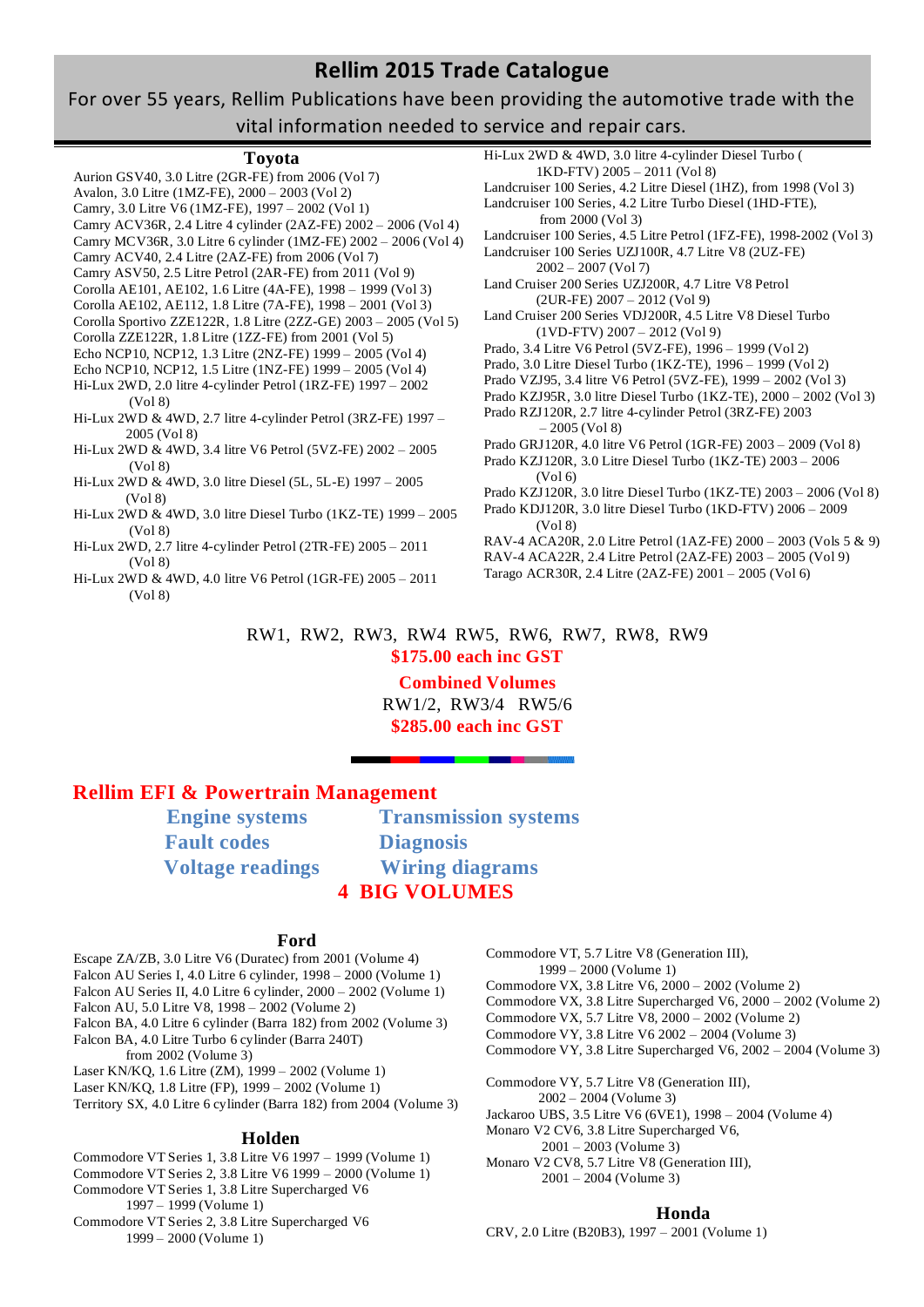# Rellim 2015 Trade Catalogue

For over 55 years, Rellim Publications have been providing the automotive trade with the vital information needed to service and repair cars.

## Toyota

Aurion GSV40, 3.0 Litre (2GR-FE) from 2006 (Vol 7)
Avalon, 3.0 Litre (1MZ-FE), 2000 – 2003 (Vol 2)
Camry, 3.0 Litre V6 (1MZ-FE), 1997 – 2002 (Vol 1)
Camry ACV36R, 2.4 Litre 4 cylinder (2AZ-FE) 2002 – 2006 (Vol 4)
Camry MCV36R, 3.0 Litre 6 cylinder (1MZ-FE) 2002 – 2006 (Vol 4)
Camry ACV40, 2.4 Litre (2AZ-FE) from 2006 (Vol 7)
Camry ASV50, 2.5 Litre Petrol (2AR-FE) from 2011 (Vol 9)
Corolla AE101, AE102, 1.6 Litre (4A-FE), 1998 – 1999 (Vol 3)
Corolla AE102, AE112, 1.8 Litre (7A-FE), 1998 – 2001 (Vol 3)
Corolla Sportivo ZZE122R, 1.8 Litre (2ZZ-GE) 2003 – 2005 (Vol 5)
Corolla ZZE122R, 1.8 Litre (1ZZ-FE) from 2001 (Vol 5)
Echo NCP10, NCP12, 1.3 Litre (2NZ-FE) 1999 – 2005 (Vol 4)
Echo NCP10, NCP12, 1.5 Litre (1NZ-FE) 1999 – 2005 (Vol 4)
Hi-Lux 2WD, 2.0 litre 4-cylinder Petrol (1RZ-FE) 1997 – 2002 (Vol 8)
Hi-Lux 2WD & 4WD, 2.7 litre 4-cylinder Petrol (3RZ-FE) 1997 – 2005 (Vol 8)
Hi-Lux 2WD & 4WD, 3.4 litre V6 Petrol (5VZ-FE) 2002 – 2005 (Vol 8)
Hi-Lux 2WD & 4WD, 3.0 litre Diesel (5L, 5L-E) 1997 – 2005 (Vol 8)
Hi-Lux 2WD & 4WD, 3.0 litre Diesel Turbo (1KZ-TE) 1999 – 2005 (Vol 8)
Hi-Lux 2WD, 2.7 litre 4-cylinder Petrol (2TR-FE) 2005 – 2011 (Vol 8)
Hi-Lux 2WD & 4WD, 4.0 litre V6 Petrol (1GR-FE) 2005 – 2011 (Vol 8)
Hi-Lux 2WD & 4WD, 3.0 litre 4-cylinder Diesel Turbo (1KD-FTV) 2005 – 2011 (Vol 8)
Landcruiser 100 Series, 4.2 Litre Diesel (1HZ), from 1998 (Vol 3)
Landcruiser 100 Series, 4.2 Litre Turbo Diesel (1HD-FTE), from 2000 (Vol 3)
Landcruiser 100 Series, 4.5 Litre Petrol (1FZ-FE), 1998-2002 (Vol 3)
Landcruiser 100 Series UZJ100R, 4.7 Litre V8 (2UZ-FE) 2002 – 2007 (Vol 7)
Land Cruiser 200 Series UZJ200R, 4.7 Litre V8 Petrol (2UR-FE) 2007 – 2012 (Vol 9)
Land Cruiser 200 Series VDJ200R, 4.5 Litre V8 Diesel Turbo (1VD-FTV) 2007 – 2012 (Vol 9)
Prado, 3.4 Litre V6 Petrol (5VZ-FE), 1996 – 1999 (Vol 2)
Prado, 3.0 Litre Diesel Turbo (1KZ-TE), 1996 – 1999 (Vol 2)
Prado VZJ95, 3.4 litre V6 Petrol (5VZ-FE), 1999 – 2002 (Vol 3)
Prado KZJ95R, 3.0 litre Diesel Turbo (1KZ-TE), 2000 – 2002 (Vol 3)
Prado RZJ120R, 2.7 litre 4-cylinder Petrol (3RZ-FE) 2003 – 2005 (Vol 8)
Prado GRJ120R, 4.0 litre V6 Petrol (1GR-FE) 2003 – 2009 (Vol 8)
Prado KZJ120R, 3.0 Litre Diesel Turbo (1KZ-TE) 2003 – 2006 (Vol 6)
Prado KZJ120R, 3.0 litre Diesel Turbo (1KZ-TE) 2003 – 2006 (Vol 8)
Prado KDJ120R, 3.0 litre Diesel Turbo (1KD-FTV) 2006 – 2009 (Vol 8)
RAV-4 ACA20R, 2.0 Litre Petrol (1AZ-FE) 2000 – 2003 (Vols 5 & 9)
RAV-4 ACA22R, 2.4 Litre Petrol (2AZ-FE) 2003 – 2005 (Vol 9)
Tarago ACR30R, 2.4 Litre (2AZ-FE) 2001 – 2005 (Vol 6)

RW1, RW2, RW3, RW4 RW5, RW6, RW7, RW8, RW9

**$175.00 each inc GST**

**Combined Volumes**

RW1/2, RW3/4 RW5/6

**$285.00 each inc GST**

## Rellim EFI & Powertrain Management

**Engine systems** — **Transmission systems**
**Fault codes** — **Diagnosis**
**Voltage readings** — **Wiring diagrams**

**4 BIG VOLUMES**

## Ford

Escape ZA/ZB, 3.0 Litre V6 (Duratec) from 2001 (Volume 4)
Falcon AU Series I, 4.0 Litre 6 cylinder, 1998 – 2000 (Volume 1)
Falcon AU Series II, 4.0 Litre 6 cylinder, 2000 – 2002 (Volume 1)
Falcon AU, 5.0 Litre V8, 1998 – 2002 (Volume 2)
Falcon BA, 4.0 Litre 6 cylinder (Barra 182) from 2002 (Volume 3)
Falcon BA, 4.0 Litre Turbo 6 cylinder (Barra 240T) from 2002 (Volume 3)
Laser KN/KQ, 1.6 Litre (ZM), 1999 – 2002 (Volume 1)
Laser KN/KQ, 1.8 Litre (FP), 1999 – 2002 (Volume 1)
Territory SX, 4.0 Litre 6 cylinder (Barra 182) from 2004 (Volume 3)

## Holden

Commodore VT Series 1, 3.8 Litre V6 1997 – 1999 (Volume 1)
Commodore VT Series 2, 3.8 Litre V6 1999 – 2000 (Volume 1)
Commodore VT Series 1, 3.8 Litre Supercharged V6 1997 – 1999 (Volume 1)
Commodore VT Series 2, 3.8 Litre Supercharged V6 1999 – 2000 (Volume 1)
Commodore VT, 5.7 Litre V8 (Generation III), 1999 – 2000 (Volume 1)
Commodore VX, 3.8 Litre V6, 2000 – 2002 (Volume 2)
Commodore VX, 3.8 Litre Supercharged V6, 2000 – 2002 (Volume 2)
Commodore VX, 5.7 Litre V8, 2000 – 2002 (Volume 2)
Commodore VY, 3.8 Litre V6 2002 – 2004 (Volume 3)
Commodore VY, 3.8 Litre Supercharged V6, 2002 – 2004 (Volume 3)

Commodore VY, 5.7 Litre V8 (Generation III), 2002 – 2004 (Volume 3)
Jackaroo UBS, 3.5 Litre V6 (6VE1), 1998 – 2004 (Volume 4)
Monaro V2 CV6, 3.8 Litre Supercharged V6, 2001 – 2003 (Volume 3)
Monaro V2 CV8, 5.7 Litre V8 (Generation III), 2001 – 2004 (Volume 3)

## Honda

CRV, 2.0 Litre (B20B3), 1997 – 2001 (Volume 1)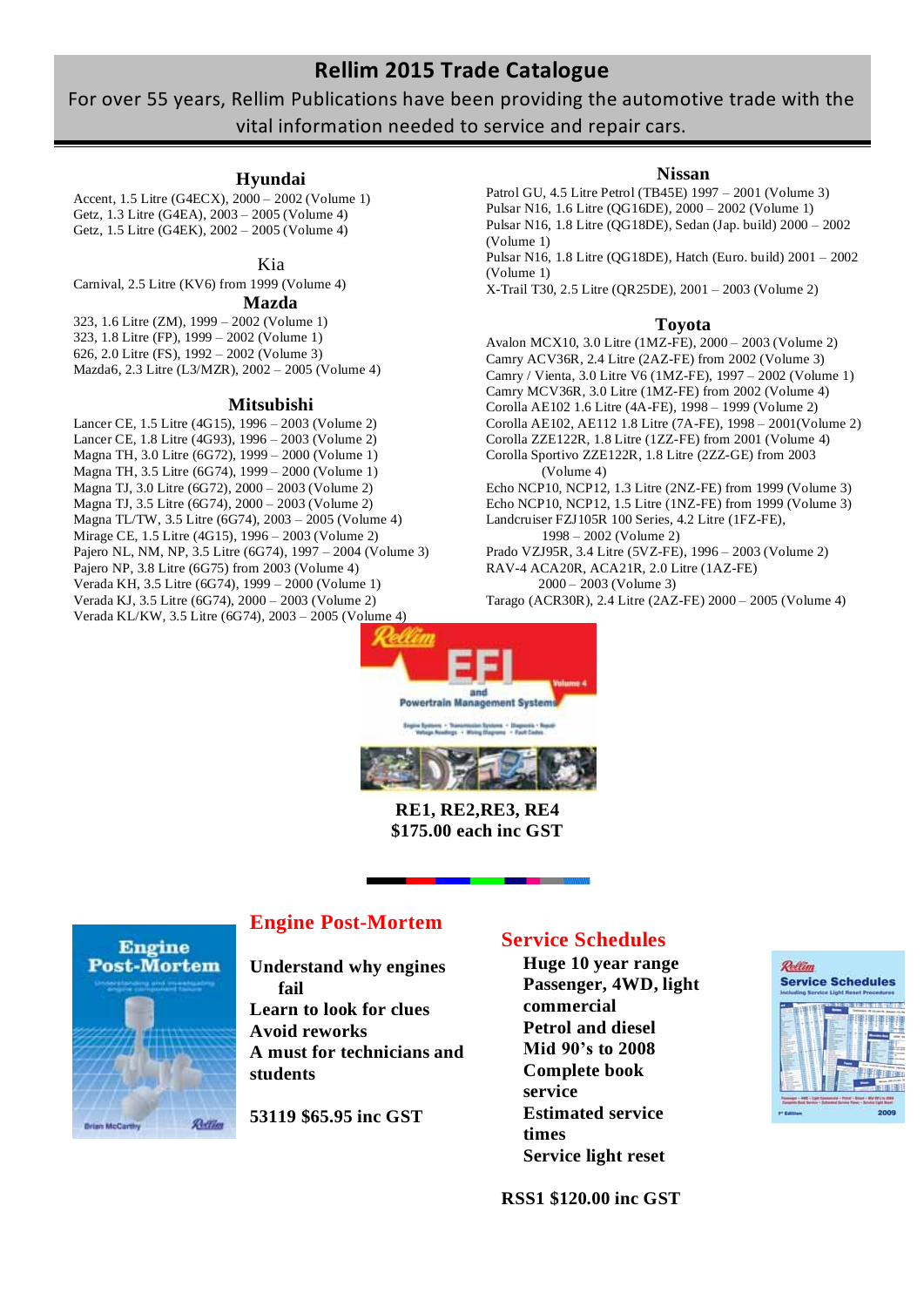# Rellim 2015 Trade Catalogue

For over 55 years, Rellim Publications have been providing the automotive trade with the vital information needed to service and repair cars.

### Hyundai

Accent, 1.5 Litre (G4ECX), 2000 – 2002 (Volume 1)
Getz, 1.3 Litre (G4EA), 2003 – 2005 (Volume 4)
Getz, 1.5 Litre (G4EK), 2002 – 2005 (Volume 4)

### Kia

Carnival, 2.5 Litre (KV6) from 1999 (Volume 4)

### Mazda

323, 1.6 Litre (ZM), 1999 – 2002 (Volume 1)
323, 1.8 Litre (FP), 1999 – 2002 (Volume 1)
626, 2.0 Litre (FS), 1992 – 2002 (Volume 3)
Mazda6, 2.3 Litre (L3/MZR), 2002 – 2005 (Volume 4)

### Mitsubishi

Lancer CE, 1.5 Litre (4G15), 1996 – 2003 (Volume 2)
Lancer CE, 1.8 Litre (4G93), 1996 – 2003 (Volume 2)
Magna TH, 3.0 Litre (6G72), 1999 – 2000 (Volume 1)
Magna TH, 3.5 Litre (6G74), 1999 – 2000 (Volume 1)
Magna TJ, 3.0 Litre (6G72), 2000 – 2003 (Volume 2)
Magna TJ, 3.5 Litre (6G74), 2000 – 2003 (Volume 2)
Magna TL/TW, 3.5 Litre (6G74), 2003 – 2005 (Volume 4)
Mirage CE, 1.5 Litre (4G15), 1996 – 2003 (Volume 2)
Pajero NL, NM, NP, 3.5 Litre (6G74), 1997 – 2004 (Volume 3)
Pajero NP, 3.8 Litre (6G75) from 2003 (Volume 4)
Verada KH, 3.5 Litre (6G74), 1999 – 2000 (Volume 1)
Verada KJ, 3.5 Litre (6G74), 2000 – 2003 (Volume 2)
Verada KL/KW, 3.5 Litre (6G74), 2003 – 2005 (Volume 4)

### Nissan

Patrol GU, 4.5 Litre Petrol (TB45E) 1997 – 2001 (Volume 3)
Pulsar N16, 1.6 Litre (QG16DE), 2000 – 2002 (Volume 1)
Pulsar N16, 1.8 Litre (QG18DE), Sedan (Jap. build) 2000 – 2002 (Volume 1)
Pulsar N16, 1.8 Litre (QG18DE), Hatch (Euro. build) 2001 – 2002 (Volume 1)
X-Trail T30, 2.5 Litre (QR25DE), 2001 – 2003 (Volume 2)

### Toyota

Avalon MCX10, 3.0 Litre (1MZ-FE), 2000 – 2003 (Volume 2)
Camry ACV36R, 2.4 Litre (2AZ-FE) from 2002 (Volume 3)
Camry / Vienta, 3.0 Litre V6 (1MZ-FE), 1997 – 2002 (Volume 1)
Camry MCV36R, 3.0 Litre (1MZ-FE) from 2002 (Volume 4)
Corolla AE102 1.6 Litre (4A-FE), 1998 – 1999 (Volume 2)
Corolla AE102, AE112 1.8 Litre (7A-FE), 1998 – 2001(Volume 2)
Corolla ZZE122R, 1.8 Litre (1ZZ-FE) from 2001 (Volume 4)
Corolla Sportivo ZZE122R, 1.8 Litre (2ZZ-GE) from 2003 (Volume 4)
Echo NCP10, NCP12, 1.3 Litre (2NZ-FE) from 1999 (Volume 3)
Echo NCP10, NCP12, 1.5 Litre (1NZ-FE) from 1999 (Volume 3)
Landcruiser FZJ105R 100 Series, 4.2 Litre (1FZ-FE), 1998 – 2002 (Volume 2)
Prado VZJ95R, 3.4 Litre (5VZ-FE), 1996 – 2003 (Volume 2)
RAV-4 ACA20R, ACA21R, 2.0 Litre (1AZ-FE) 2000 – 2003 (Volume 3)
Tarago (ACR30R), 2.4 Litre (2AZ-FE) 2000 – 2005 (Volume 4)

**RE1, RE2,RE3, RE4**
**$175.00 each inc GST**

## Engine Post-Mortem

**Understand why engines fail**
**Learn to look for clues**
**Avoid reworks**
**A must for technicians and students**

**53119 $65.95 inc GST**

## Service Schedules

**Huge 10 year range**
**Passenger, 4WD, light commercial**
**Petrol and diesel**
**Mid 90's to 2008**
**Complete book service**
**Estimated service times**
**Service light reset**

**RSS1 $120.00 inc GST**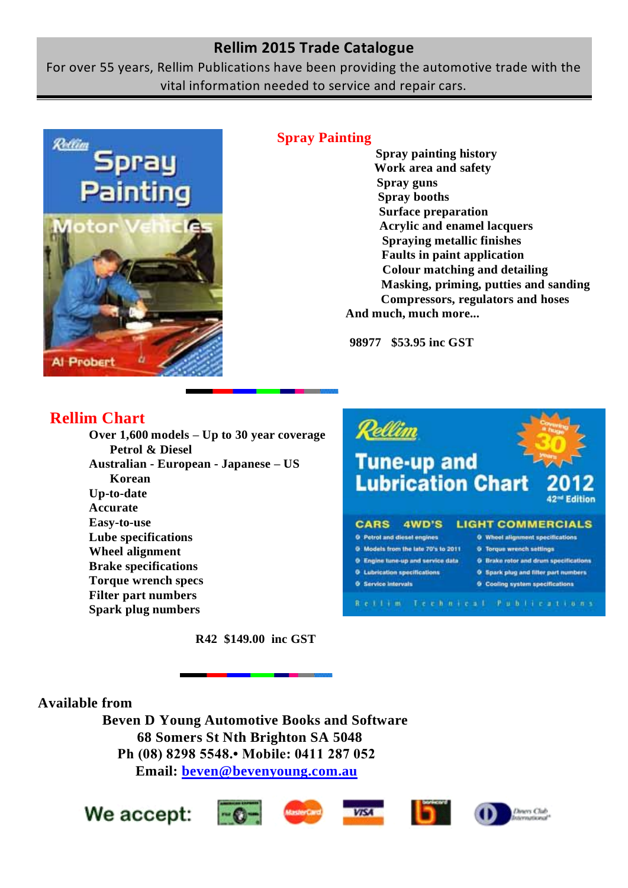## Rellim 2015 Trade Catalogue

For over 55 years, Rellim Publications have been providing the automotive trade with the vital information needed to service and repair cars.

## Spray Painting

- Spray painting history
- Work area and safety
- Spray guns
- Spray booths
- Surface preparation
- Acrylic and enamel lacquers
- Spraying metallic finishes
- Faults in paint application
- Colour matching and detailing
- Masking, priming, putties and sanding
- Compressors, regulators and hoses

And much, much more...

**98977 $53.95 inc GST**

## Rellim Chart

**Over 1,600 models – Up to 30 year coverage**
**Petrol & Diesel**
**Australian - European - Japanese – US Korean**
**Up-to-date**
**Accurate**
**Easy-to-use**
**Lube specifications**
**Wheel alignment**
**Brake specifications**
**Torque wrench specs**
**Filter part numbers**
**Spark plug numbers**

**R42 $149.00 inc GST**

**Available from**

**Beven D Young Automotive Books and Software**
**68 Somers St Nth Brighton SA 5048**
**Ph (08) 8298 5548.• Mobile: 0411 287 052**
**Email: beven@bevenyoung.com.au**

We accept: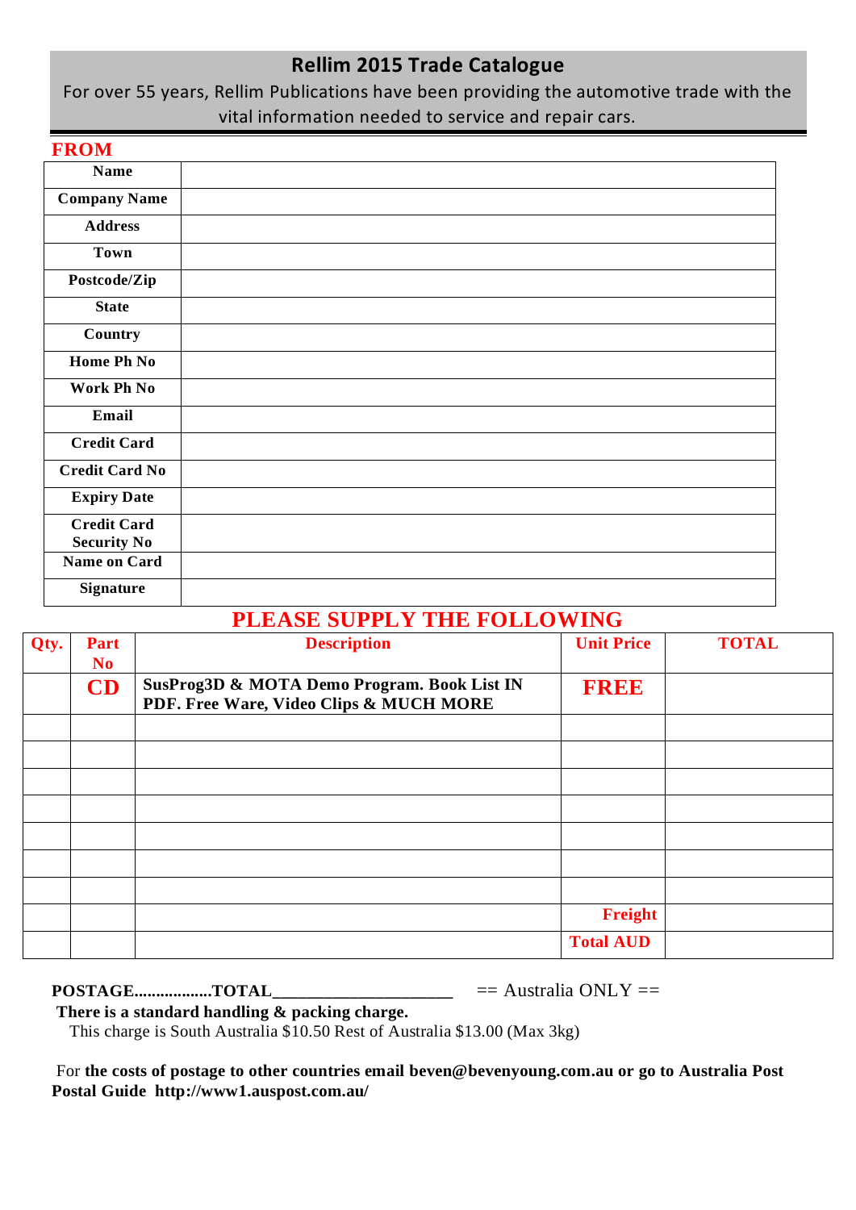## Rellim 2015 Trade Catalogue

For over 55 years, Rellim Publications have been providing the automotive trade with the vital information needed to service and repair cars.

**FROM**

| | |
|---|---|
| **Name** | |
| **Company Name** | |
| **Address** | |
| **Town** | |
| **Postcode/Zip** | |
| **State** | |
| **Country** | |
| **Home Ph No** | |
| **Work Ph No** | |
| **Email** | |
| **Credit Card** | |
| **Credit Card No** | |
| **Expiry Date** | |
| **Credit Card Security No** | |
| **Name on Card** | |
| **Signature** | |

**PLEASE SUPPLY THE FOLLOWING**

| Qty. | Part No | Description | Unit Price | TOTAL |
|---|---|---|---|---|
| | **CD** | **SusProg3D & MOTA Demo Program. Book List IN PDF. Free Ware, Video Clips & MUCH MORE** | **FREE** | |
| | | | | |
| | | | | |
| | | | | |
| | | | | |
| | | | | |
| | | | | |
| | | | | |
| | | | **Freight** | |
| | | | **Total AUD** | |

**POSTAGE..................TOTAL\_\_\_\_\_\_\_\_\_\_\_\_\_\_\_\_\_\_\_\_** == Australia ONLY ==

**There is a standard handling & packing charge.**

This charge is South Australia $10.50 Rest of Australia $13.00 (Max 3kg)

For **the costs of postage to other countries email beven@bevenyoung.com.au or go to Australia Post Postal Guide http://www1.auspost.com.au/**